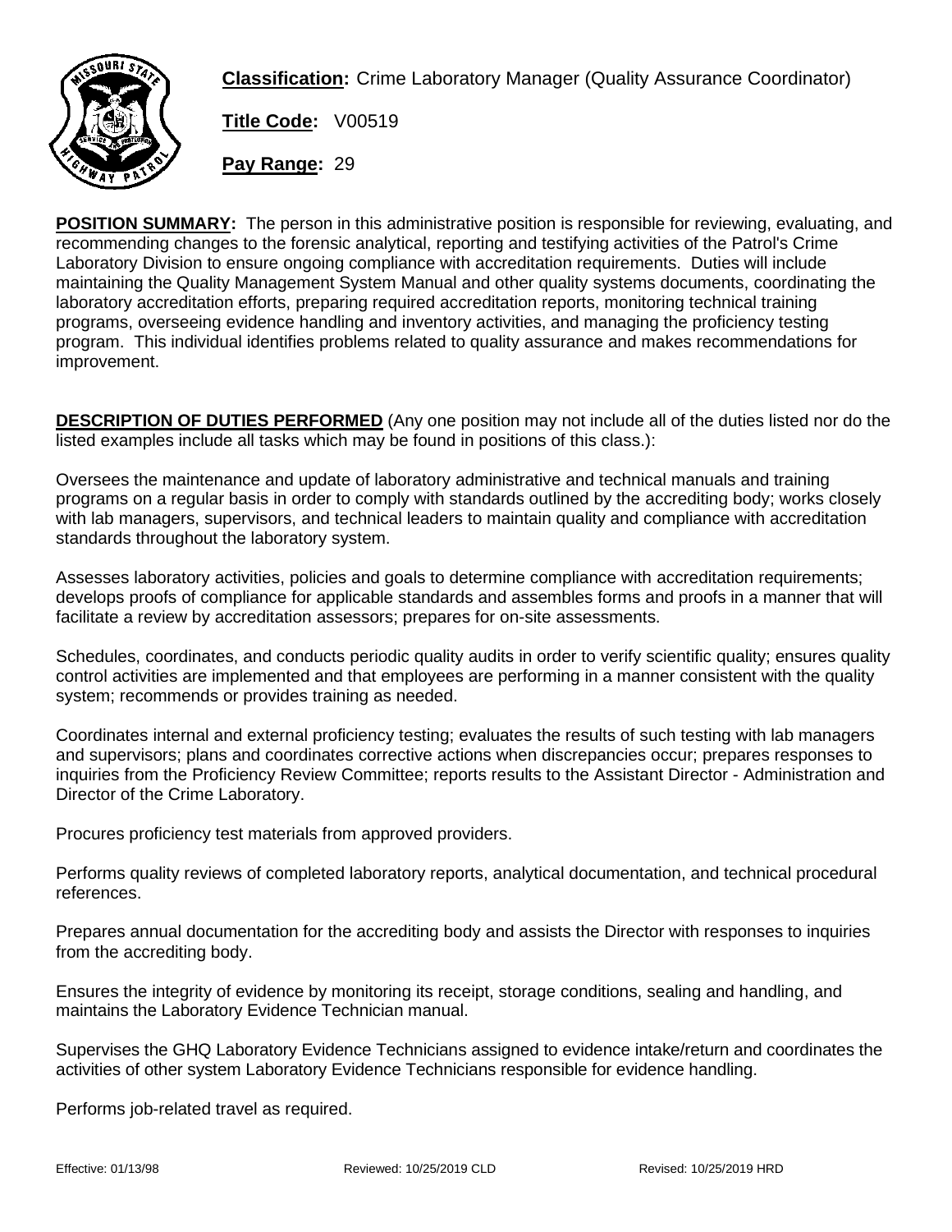**Classification:** Crime Laboratory Manager (Quality Assurance Coordinator)

**Title Code:** V00519

**Pay Range:** 29

**POSITION SUMMARY:** The person in this administrative position is responsible for reviewing, evaluating, and recommending changes to the forensic analytical, reporting and testifying activities of the Patrol's Crime Laboratory Division to ensure ongoing compliance with accreditation requirements. Duties will include maintaining the Quality Management System Manual and other quality systems documents, coordinating the laboratory accreditation efforts, preparing required accreditation reports, monitoring technical training programs, overseeing evidence handling and inventory activities, and managing the proficiency testing program. This individual identifies problems related to quality assurance and makes recommendations for improvement.

**DESCRIPTION OF DUTIES PERFORMED** (Any one position may not include all of the duties listed nor do the listed examples include all tasks which may be found in positions of this class.):

Oversees the maintenance and update of laboratory administrative and technical manuals and training programs on a regular basis in order to comply with standards outlined by the accrediting body; works closely with lab managers, supervisors, and technical leaders to maintain quality and compliance with accreditation standards throughout the laboratory system.

Assesses laboratory activities, policies and goals to determine compliance with accreditation requirements; develops proofs of compliance for applicable standards and assembles forms and proofs in a manner that will facilitate a review by accreditation assessors; prepares for on-site assessments.

Schedules, coordinates, and conducts periodic quality audits in order to verify scientific quality; ensures quality control activities are implemented and that employees are performing in a manner consistent with the quality system; recommends or provides training as needed.

Coordinates internal and external proficiency testing; evaluates the results of such testing with lab managers and supervisors; plans and coordinates corrective actions when discrepancies occur; prepares responses to inquiries from the Proficiency Review Committee; reports results to the Assistant Director - Administration and Director of the Crime Laboratory.

Procures proficiency test materials from approved providers.

Performs quality reviews of completed laboratory reports, analytical documentation, and technical procedural references.

Prepares annual documentation for the accrediting body and assists the Director with responses to inquiries from the accrediting body.

Ensures the integrity of evidence by monitoring its receipt, storage conditions, sealing and handling, and maintains the Laboratory Evidence Technician manual.

Supervises the GHQ Laboratory Evidence Technicians assigned to evidence intake/return and coordinates the activities of other system Laboratory Evidence Technicians responsible for evidence handling.

Performs job-related travel as required.

Effective: 01/13/98 Reviewed: 10/25/2019 CLD Revised: 10/25/2019 HRD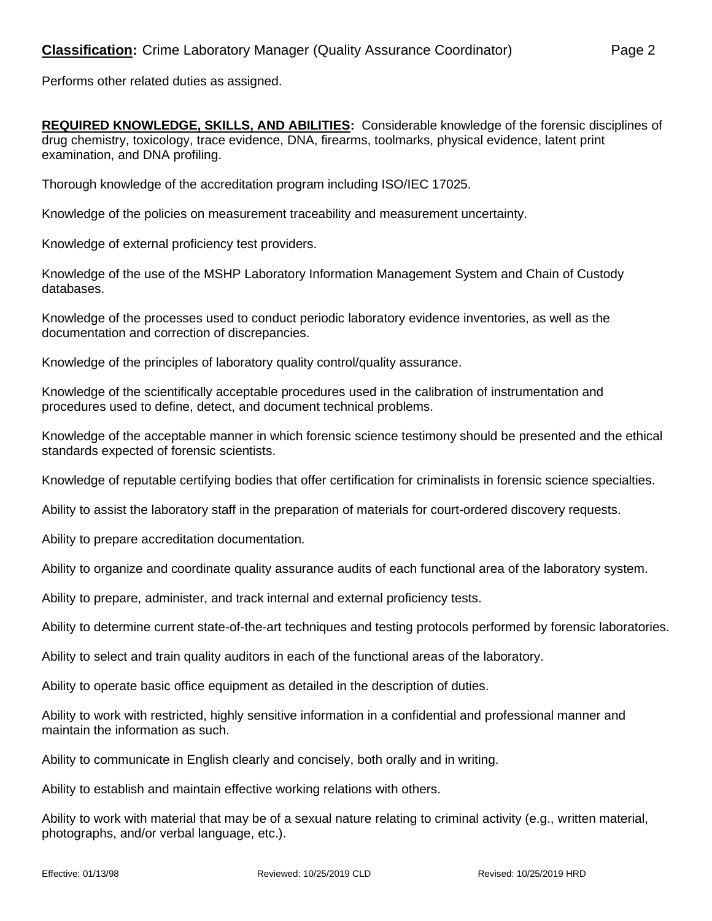Performs other related duties as assigned.

**REQUIRED KNOWLEDGE, SKILLS, AND ABILITIES:** Considerable knowledge of the forensic disciplines of drug chemistry, toxicology, trace evidence, DNA, firearms, toolmarks, physical evidence, latent print examination, and DNA profiling.

Thorough knowledge of the accreditation program including ISO/IEC 17025.

Knowledge of the policies on measurement traceability and measurement uncertainty.

Knowledge of external proficiency test providers.

Knowledge of the use of the MSHP Laboratory Information Management System and Chain of Custody databases.

Knowledge of the processes used to conduct periodic laboratory evidence inventories, as well as the documentation and correction of discrepancies.

Knowledge of the principles of laboratory quality control/quality assurance.

Knowledge of the scientifically acceptable procedures used in the calibration of instrumentation and procedures used to define, detect, and document technical problems.

Knowledge of the acceptable manner in which forensic science testimony should be presented and the ethical standards expected of forensic scientists.

Knowledge of reputable certifying bodies that offer certification for criminalists in forensic science specialties.

Ability to assist the laboratory staff in the preparation of materials for court-ordered discovery requests.

Ability to prepare accreditation documentation.

Ability to organize and coordinate quality assurance audits of each functional area of the laboratory system.

Ability to prepare, administer, and track internal and external proficiency tests.

Ability to determine current state-of-the-art techniques and testing protocols performed by forensic laboratories.

Ability to select and train quality auditors in each of the functional areas of the laboratory.

Ability to operate basic office equipment as detailed in the description of duties.

Ability to work with restricted, highly sensitive information in a confidential and professional manner and maintain the information as such.

Ability to communicate in English clearly and concisely, both orally and in writing.

Ability to establish and maintain effective working relations with others.

Ability to work with material that may be of a sexual nature relating to criminal activity (e.g., written material, photographs, and/or verbal language, etc.).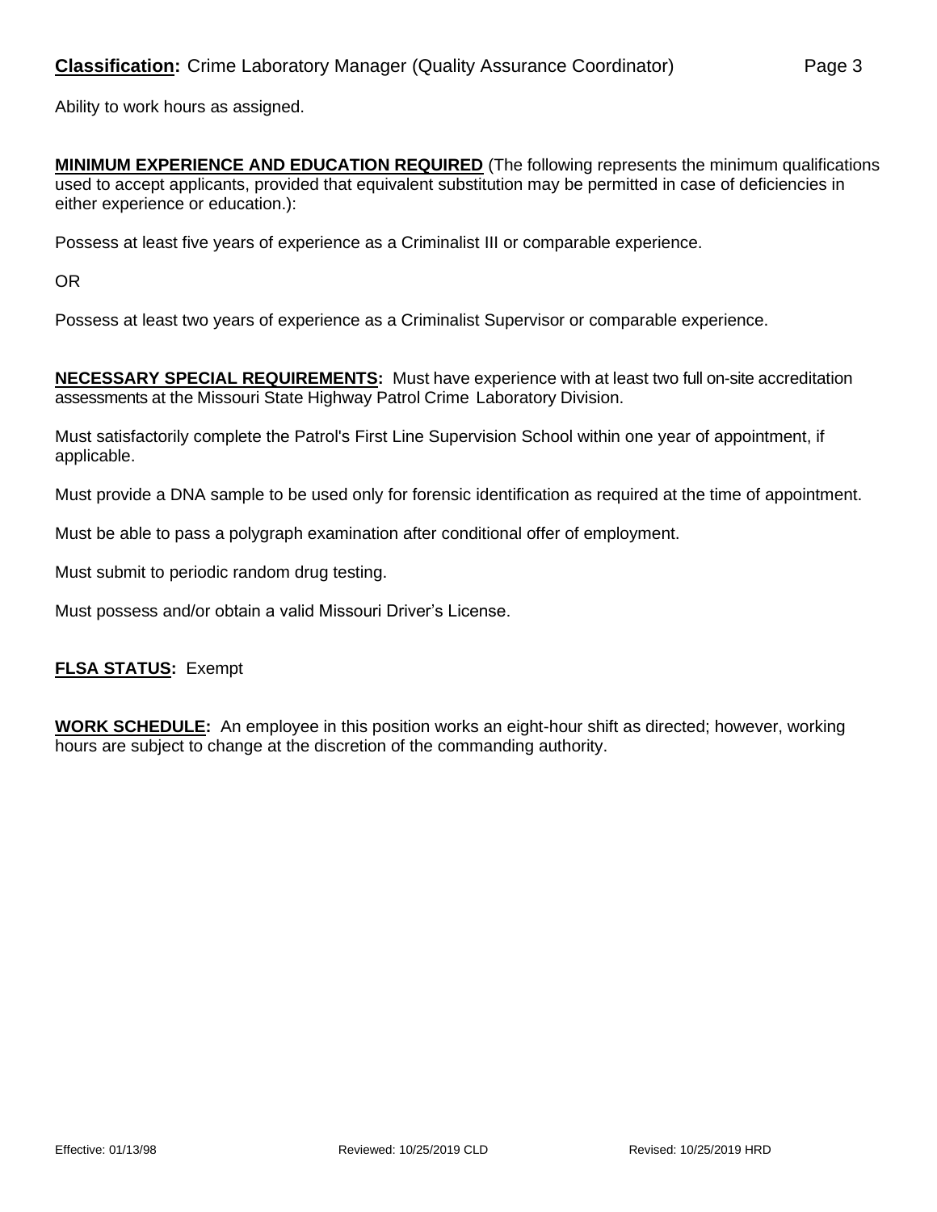Ability to work hours as assigned.

**MINIMUM EXPERIENCE AND EDUCATION REQUIRED** (The following represents the minimum qualifications used to accept applicants, provided that equivalent substitution may be permitted in case of deficiencies in either experience or education.):

Possess at least five years of experience as a Criminalist III or comparable experience.

OR

Possess at least two years of experience as a Criminalist Supervisor or comparable experience.

**NECESSARY SPECIAL REQUIREMENTS:** Must have experience with at least two full on-site accreditation assessments at the Missouri State Highway Patrol Crime Laboratory Division.

Must satisfactorily complete the Patrol's First Line Supervision School within one year of appointment, if applicable.

Must provide a DNA sample to be used only for forensic identification as required at the time of appointment.

Must be able to pass a polygraph examination after conditional offer of employment.

Must submit to periodic random drug testing.

Must possess and/or obtain a valid Missouri Driver's License.

**FLSA STATUS:** Exempt

**WORK SCHEDULE:** An employee in this position works an eight-hour shift as directed; however, working hours are subject to change at the discretion of the commanding authority.

Effective: 01/13/98 Reviewed: 10/25/2019 CLD Revised: 10/25/2019 HRD